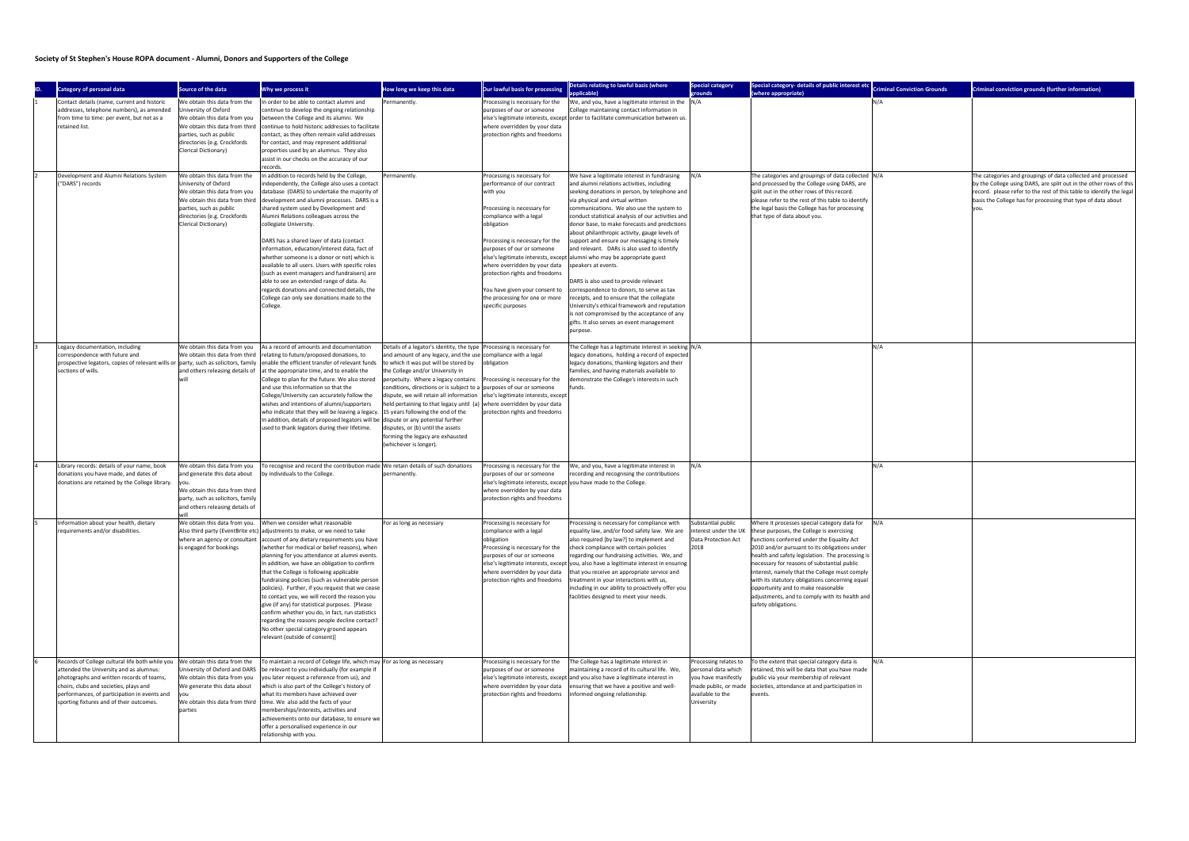**Society of St Stephen's House ROPA document - Alumni, Donors and Supporters of the College**

| ID. | Category of personal data | Source of the data | Why we process it | How long we keep this data | Our lawful basis for processing | Details relating to lawful basis (where applicable) | Special category grounds | Special category- details of public interest etc (where appropriate) | Criminal Conviction Grounds | Criminal conviction grounds (further information) |
|---|---|---|---|---|---|---|---|---|---|---|
| 1 | Contact details (name, current and historic addresses, telephone numbers), as amended from time to time: per event, but not as a retained list. | We obtain this data from the University of Oxford<br>We obtain this data from you<br>We obtain this data from third parties, such as public directories (e.g. Crockfords Clerical Dictionary) | In order to be able to contact alumni and continue to develop the ongoing relationship between the College and its alumni. We continue to hold historic addresses to facilitate contact, as they often remain valid addresses for contact, and may represent additional properties used by an alumnus. They also assist in our checks on the accuracy of our records. | Permanently. | Processing is necessary for the purposes of our or someone else's legitimate interests, except where overridden by your data protection rights and freedoms | We, and you, have a legitimate interest in the College maintaining contact information in order to facilitate communication between us. | N/A | | N/A | |
| 2 | Development and Alumni Relations System ("DARS") records | We obtain this data from the University of Oxford<br>We obtain this data from you<br>We obtain this data from third parties, such as public directories (e.g. Crockfords Clerical Dictionary) | In addition to records held by the College, independently, the College also uses a contact database (DARS) to undertake the majority of development and alumni processes. DARS is a shared system used by Development and Alumni Relations colleagues across the collegiate University.<br><br>DARS has a shared layer of data (contact information, education/interest data, fact of whether someone is a donor or not) which is available to all users. Users with specific roles (such as event managers and fundraisers) are able to see an extended range of data. As regards donations and connected details, the College can only see donations made to the College. | Permanently. | Processing is necessary for performance of our contract with you<br><br>Processing is necessary for compliance with a legal obligation<br><br>Processing is necessary for the purposes of our or someone else's legitimate interests, except where overridden by your data protection rights and freedoms<br><br>You have given your consent to the processing for one or more specific purposes | We have a legitimate interest in fundraising and alumni relations activities, including seeking donations in person, by telephone and via physical and virtual written communications. We also use the system to conduct statistical analysis of our activities and donor base, to make forecasts and predictions about philanthropic activity, gauge levels of support and ensure our messaging is timely and relevant. DARs is also used to identify alumni who may be appropriate guest speakers at events.<br><br>DARS is also used to provide relevant correspondence to donors, to serve as tax receipts, and to ensure that the collegiate University's ethical framework and reputation is not compromised by the acceptance of any gifts. It also serves an event management purpose. | N/A | The categories and groupings of data collected and processed by the College using DARS, are split out in the other rows of this record. please refer to the rest of this table to identify the legal basis the College has for processing that type of data about you. | N/A | The categories and groupings of data collected and processed by the College using DARS, are split out in the other rows of this record. please refer to the rest of this table to identify the legal basis the College has for processing that type of data about you. |
| 3 | Legacy documentation, including correspondence with future and prospective legators, copies of relevant wills or sections of wills. | We obtain this data from you<br>We obtain this data from third party, such as solicitors, family and others releasing details of will | As a record of amounts and documentation relating to future/proposed donations, to enable the efficient transfer of relevant funds at the appropriate time, and to enable the College to plan for the future. We also stored and use this information so that the College/University can accurately follow the wishes and intentions of alumni/supporters who indicate that they will be leaving a legacy. In addition, details of proposed legators will be used to thank legators during their lifetime. | Details of a legator's identity, the type and amount of any legacy, and the use to which it was put will be stored by the College and/or University in perpetuity. Where a legacy contains conditions, directions or is subject to a dispute, we will retain all information held pertaining to that legacy until (a) 15 years following the end of the dispute or any potential further disputes, or (b) until the assets forming the legacy are exhausted (whichever is longer). | Processing is necessary for compliance with a legal obligation<br><br>Processing is necessary for the purposes of our or someone else's legitimate interests, except where overridden by your data protection rights and freedoms | The College has a legitimate interest in seeking legacy donations, holding a record of expected legacy donations, thanking legators and their families, and having materials available to demonstrate the College's interests in such funds. | N/A | | N/A | |
| 4 | Library records: details of your name, book donations you have made, and dates of donations are retained by the College library. | We obtain this data from you and generate this data about you.<br>We obtain this data from third party, such as solicitors, family and others releasing details of will | To recognise and record the contribution made by individuals to the College. | We retain details of such donations permanently. | Processing is necessary for the purposes of our or someone else's legitimate interests, except where overridden by your data protection rights and freedoms | We, and you, have a legitimate interest in recording and recognising the contributions you have made to the College. | N/A | | N/A | |
| 5 | Information about your health, dietary requirements and/or disabilities. | We obtain this data from you. Also third party (EventBrite etc) where an agency or consultant is engaged for bookings | When we consider what reasonable adjustments to make, or we need to take account of any dietary requirements you have (whether for medical or belief reasons), when planning for you attendance at alumni events. In addition, we have an obligation to confirm that the College is following applicable fundraising policies (such as vulnerable person policies). Further, if you request that we cease to contact you, we will record the reason you give (if any) for statistical purposes. [Please confirm whether you do, in fact, run statistics regarding the reasons people decline contact? No other special category ground appears relevant (outside of consent)] | For as long as necessary | Processing is necessary for compliance with a legal obligation<br>Processing is necessary for the purposes of our or someone else's legitimate interests, except where overridden by your data protection rights and freedoms | Processing is necessary for compliance with equality law, and/or food safety law. We are also required [by law?] to implement and check compliance with certain policies regarding our fundraising activities. We, and you, also have a legitimate interest in ensuring that you receive an appropriate service and treatment in your interactions with us, including in our ability to proactively offer you facilities designed to meet your needs. | Substantial public interest under the UK Data Protection Act 2018 | Where it processes special category data for these purposes, the College is exercising functions conferred under the Equality Act 2010 and/or pursuant to its obligations under health and safety legislation. The processing is necessary for reasons of substantial public interest, namely that the College must comply with its statutory obligations concerning equal opportunity and to make reasonable adjustments, and to comply with its health and safety obligations. | N/A | |
| 6 | Records of College cultural life both while you attended the University and as alumnus: photographs and written records of teams, choirs, clubs and societies, plays and performances, of participation in events and sporting fixtures and of their outcomes. | We obtain this data from the University of Oxford and DARS<br>We obtain this data from you<br>We generate this data about you<br>We obtain this data from third parties | To maintain a record of College life, which may be relevant to you individually (for example if you later request a reference from us), and which is also part of the College's history of what its members have achieved over time. We also add the facts of your memberships/interests, activities and achievements onto our database, to ensure we offer a personalised experience in our relationship with you. | For as long as necessary | Processing is necessary for the purposes of our or someone else's legitimate interests, except where overridden by your data protection rights and freedoms | The College has a legitimate interest in maintaining a record of its cultural life. We, and you also have a legitimate interest in ensuring that we have a positive and well-informed ongoing relationship. | Processing relates to personal data which you have manifestly made public, or made available to the University | To the extent that special category data is retained, this will be data that you have made public via your membership of relevant societies, attendance at and participation in events. | N/A | |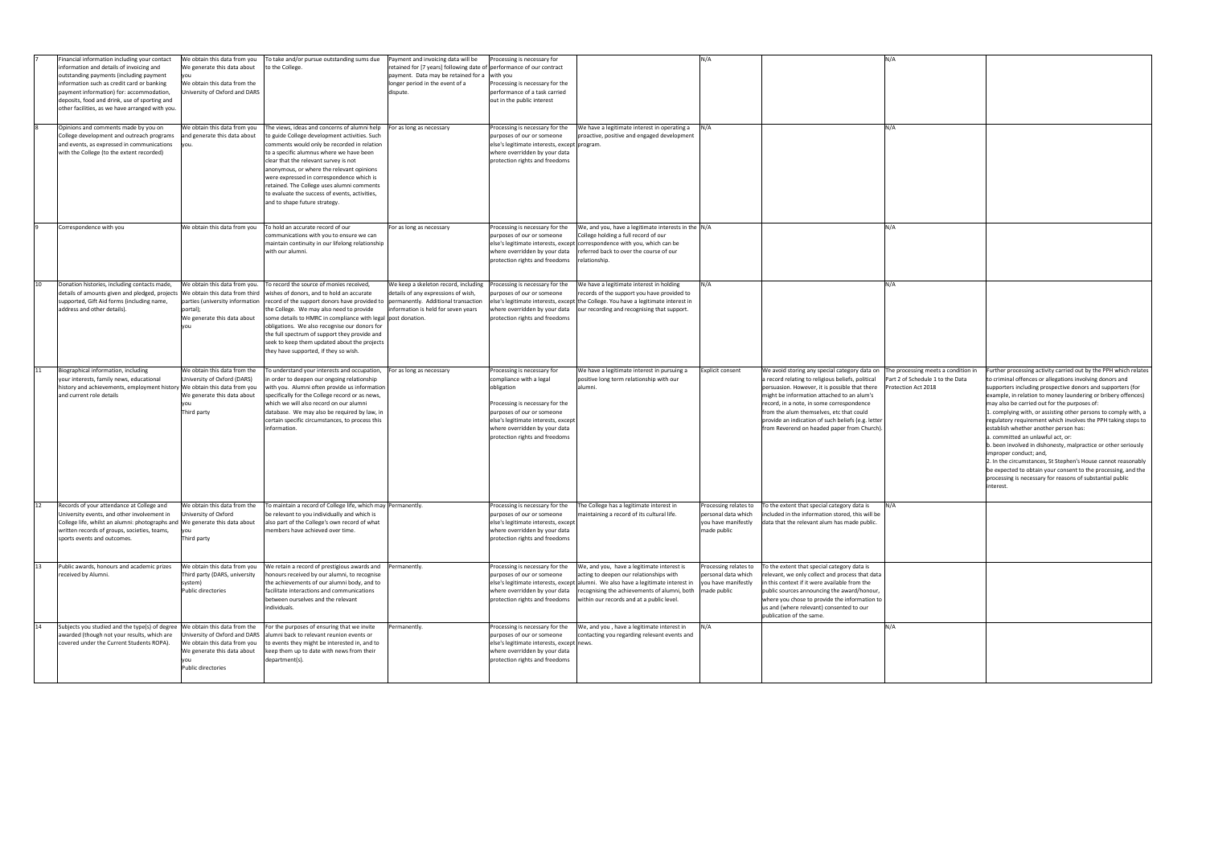| | | | | | | | | | | |
|---|---|---|---|---|---|---|---|---|---|---|
| 7 | Financial information including your contact information and details of invoicing and outstanding payments (including payment information such as credit card or banking payment information) for: accommodation, deposits, food and drink, use of sporting and other facilities, as we have arranged with you. | We obtain this data from you<br>We generate this data about you<br>We obtain this data from the University of Oxford and DARS | To take and/or pursue outstanding sums due to the College. | Payment and invoicing data will be retained for [7 years] following date of payment. Data may be retained for a longer period in the event of a dispute. | Processing is necessary for performance of our contract with you<br>Processing is necessary for the performance of a task carried out in the public interest | | N/A | | N/A | |
| 8 | Opinions and comments made by you on College development and outreach programs and events, as expressed in communications with the College (to the extent recorded) | We obtain this data from you and generate this data about you. | The views, ideas and concerns of alumni help to guide College development activities. Such comments would only be recorded in relation to a specific alumnus where we have been clear that the relevant survey is not anonymous, or where the relevant opinions were expressed in correspondence which is retained. The College uses alumni comments to evaluate the success of events, activities, and to shape future strategy. | For as long as necessary | Processing is necessary for the purposes of our or someone else's legitimate interests, except where overridden by your data protection rights and freedoms | We have a legitimate interest in operating a proactive, positive and engaged development program. | N/A | | N/A | |
| 9 | Correspondence with you | We obtain this data from you | To hold an accurate record of our communications with you to ensure we can maintain continuity in our lifelong relationship with our alumni. | For as long as necessary | Processing is necessary for the purposes of our or someone else's legitimate interests, except where overridden by your data protection rights and freedoms | We, and you, have a legitimate interests in the College holding a full record of our correspondence with you, which can be referred back to over the course of our relationship. | N/A | | N/A | |
| 10 | Donation histories, including contacts made, details of amounts given and pledged, projects supported, Gift Aid forms (including name, address and other details). | We obtain this data from you.<br>We obtain this data from third parties (university information portal);<br>We generate this data about you | To record the source of monies received, wishes of donors, and to hold an accurate record of the support donors have provided to the College. We may also need to provide some details to HMRC in compliance with legal obligations. We also recognise our donors for the full spectrum of support they provide and seek to keep them updated about the projects they have supported, if they so wish. | We keep a skeleton record, including details of any expressions of wish, permanently. Additional transaction information is held for seven years post donation. | Processing is necessary for the purposes of our or someone else's legitimate interests, except where overridden by your data protection rights and freedoms | We have a legitimate interest in holding records of the support you have provided to the College. You have a legitimate interest in our recording and recognising that support. | N/A | | N/A | |
| 11 | Biographical information, including your interests, family news, educational history and achievements, employment history and current role details | We obtain this data from the University of Oxford (DARS)<br>We obtain this data from you<br>We generate this data about you<br>Third party | To understand your interests and occupation, in order to deepen our ongoing relationship with you. Alumni often provide us information specifically for the College record or as news, which we will also record on our alumni database. We may also be required by law, in certain specific circumstances, to process this information. | For as long as necessary | Processing is necessary for compliance with a legal obligation<br>Processing is necessary for the purposes of our or someone else's legitimate interests, except where overridden by your data protection rights and freedoms | We have a legitimate interest in pursuing a positive long term relationship with our alumni. | Explicit consent | We avoid storing any special category data on a record relating to religious beliefs, political persuasion. However, it is possible that there might be information attached to an alum's record, in a note, in some correspondence from the alum themselves, etc that could provide an indication of such beliefs (e.g. letter from Reverend on headed paper from Church). | The processing meets a condition in Part 2 of Schedule 1 to the Data Protection Act 2018 | Further processing activity carried out by the PPH which relates to criminal offences or allegations involving donors and supporters including prospective donors and supporters (for example, in relation to money laundering or bribery offences) may also be carried out for the purposes of:<br>1. complying with, or assisting other persons to comply with, a regulatory requirement which involves the PPH taking steps to establish whether another person has:<br>a. committed an unlawful act, or:<br>b. been involved in dishonesty, malpractice or other seriously improper conduct; and,<br>2. In the circumstances, St Stephen's House cannot reasonably be expected to obtain your consent to the processing, and the processing is necessary for reasons of substantial public interest. |
| 12 | Records of your attendance at College and University events, and other involvement in College life, whilst an alumni: photographs and written records of groups, societies, teams, sports events and outcomes. | We obtain this data from the University of Oxford<br>We generate this data about you<br>Third party | To maintain a record of College life, which may be relevant to you individually and which is also part of the College's own record of what members have achieved over time. | Permanently. | Processing is necessary for the purposes of our or someone else's legitimate interests, except where overridden by your data protection rights and freedoms | The College has a legitimate interest in maintaining a record of its cultural life. | Processing relates to personal data which you have manifestly made public | To the extent that special category data is included in the information stored, this will be data that the relevant alum has made public. | N/A | |
| 13 | Public awards, honours and academic prizes received by Alumni. | We obtain this data from you<br>Third party (DARS, university system)<br>Public directories | We retain a record of prestigious awards and honours received by our alumni, to recognise the achievements of our alumni body, and to facilitate interactions and communications between ourselves and the relevant individuals. | Permanently. | Processing is necessary for the purposes of our or someone else's legitimate interests, except where overridden by your data protection rights and freedoms | We, and you, have a legitimate interest is acting to deepen our relationships with alumni. We also have a legitimate interest in recognising the achievements of alumni, both within our records and at a public level. | Processing relates to personal data which you have manifestly made public | To the extent that special category data is relevant, we only collect and process that data in this context if it were available from the public sources announcing the award/honour, where you chose to provide the information to us and (where relevant) consented to our publication of the same. | | |
| 14 | Subjects you studied and the type(s) of degree awarded (though not your results, which are covered under the Current Students ROPA). | We obtain this data from the University of Oxford and DARS<br>We obtain this data from you<br>We generate this data about you<br>Public directories | For the purposes of ensuring that we invite alumni back to relevant reunion events or to events they might be interested in, and to keep them up to date with news from their department(s). | Permanently. | Processing is necessary for the purposes of our or someone else's legitimate interests, except where overridden by your data protection rights and freedoms | We, and you , have a legitimate interest in contacting you regarding relevant events and news. | N/A | | N/A | |